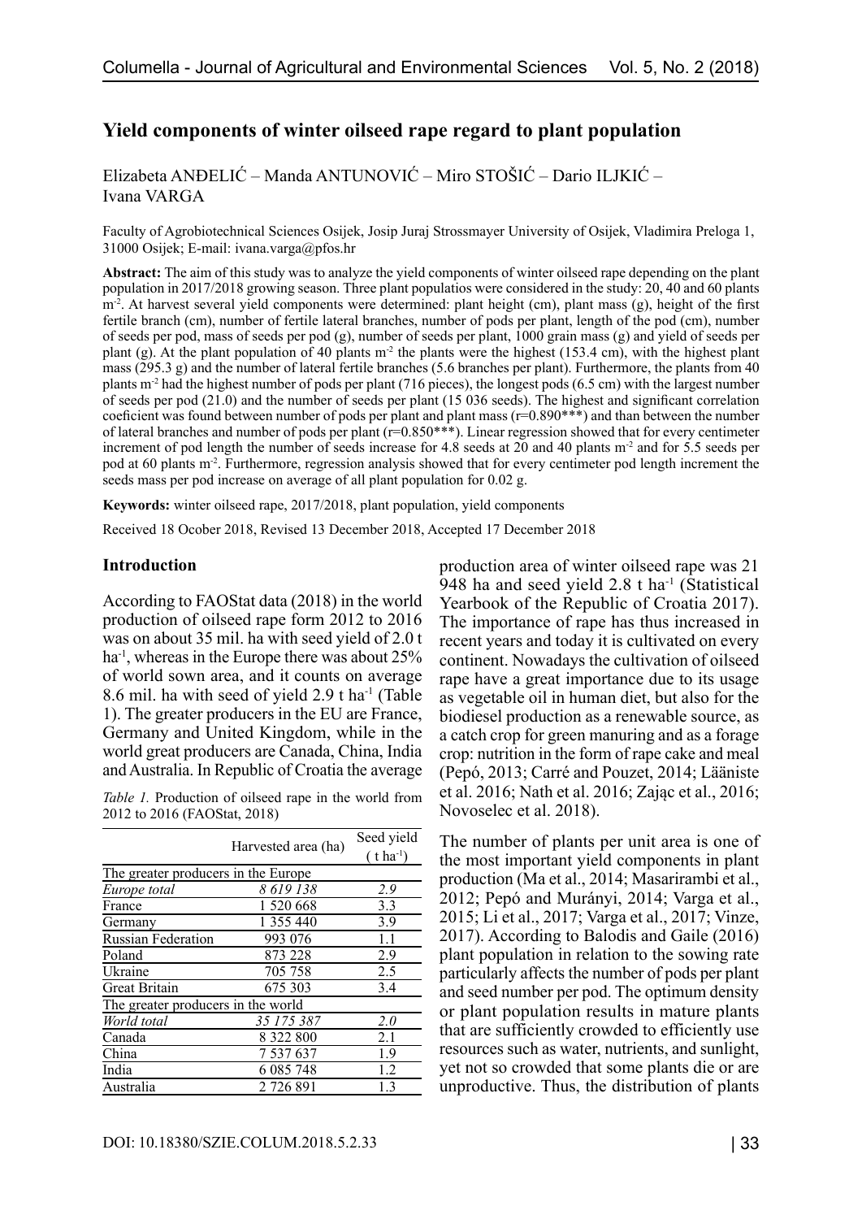## Yield components of winter oilseed rape regard to plant population

Elizabeta ANĐELIĆ – Manda ANTUNOVIĆ – Miro STOŠIĆ – Dario ILJKIĆ – Ivana VARGA

Faculty of Agrobiotechnical Sciences Osijek, Josip Juraj Strossmayer University of Osijek, Vladimira Preloga 1, 31000 Osijek; E-mail: ivana.varga@pfos.hr

**Abstract:** The aim of this study was to analyze the yield components of winter oilseed rape depending on the plant population in 2017/2018 growing season. Three plant populatios were considered in the study: 20, 40 and 60 plants $m^{-2}$. At harvest several yield components were determined: plant height (cm), plant mass (g), height of the first fertile branch (cm), number of fertile lateral branches, number of pods per plant, length of the pod (cm), number of seeds per pod, mass of seeds per pod (g), number of seeds per plant, 1000 grain mass (g) and yield of seeds per plant (g). At the plant population of 40 plants $m^{-2}$ the plants were the highest (153.4 cm), with the highest plant mass (295.3 g) and the number of lateral fertile branches (5.6 branches per plant). Furthermore, the plants from 40 plants $m^{-2}$ had the highest number of pods per plant (716 pieces), the longest pods (6.5 cm) with the largest number of seeds per pod (21.0) and the number of seeds per plant (15 036 seeds). The highest and significant correlation coeficient was found between number of pods per plant and plant mass (r=0.890***) and than between the number of lateral branches and number of pods per plant (r=0.850***). Linear regression showed that for every centimeter increment of pod length the number of seeds increase for 4.8 seeds at 20 and 40 plants $m^{-2}$ and for 5.5 seeds per pod at 60 plants $m^{-2}$. Furthermore, regression analysis showed that for every centimeter pod length increment the seeds mass per pod increase on average of all plant population for 0.02 g.

**Keywords:** winter oilseed rape, 2017/2018, plant population, yield components

Received 18 Ocober 2018, Revised 13 December 2018, Accepted 17 December 2018

### Introduction

According to FAOStat data (2018) in the world production of oilseed rape form 2012 to 2016 was on about 35 mil. ha with seed yield of 2.0 t $ha^{-1}$, whereas in the Europe there was about 25% of world sown area, and it counts on average 8.6 mil. ha with seed of yield 2.9 t $ha^{-1}$ (Table 1). The greater producers in the EU are France, Germany and United Kingdom, while in the world great producers are Canada, China, India and Australia. In Republic of Croatia the average production area of winter oilseed rape was 21 948 ha and seed yield 2.8 t $ha^{-1}$ (Statistical Yearbook of the Republic of Croatia 2017). The importance of rape has thus increased in recent years and today it is cultivated on every continent. Nowadays the cultivation of oilseed rape have a great importance due to its usage as vegetable oil in human diet, but also for the biodiesel production as a renewable source, as a catch crop for green manuring and as a forage crop: nutrition in the form of rape cake and meal (Pepó, 2013; Carré and Pouzet, 2014; Lääniste et al. 2016; Nath et al. 2016; Zając et al., 2016; Novoselec et al. 2018).

*Table 1.* Production of oilseed rape in the world from 2012 to 2016 (FAOStat, 2018)

| | Harvested area (ha) | Seed yield ( t $ha^{-1}$) |
|---|---|---|
| The greater producers in the Europe | | |
| *Europe total* | *8 619 138* | *2.9* |
| France | 1 520 668 | 3.3 |
| Germany | 1 355 440 | 3.9 |
| Russian Federation | 993 076 | 1.1 |
| Poland | 873 228 | 2.9 |
| Ukraine | 705 758 | 2.5 |
| Great Britain | 675 303 | 3.4 |
| The greater producers in the world | | |
| *World total* | *35 175 387* | *2.0* |
| Canada | 8 322 800 | 2.1 |
| China | 7 537 637 | 1.9 |
| India | 6 085 748 | 1.2 |
| Australia | 2 726 891 | 1.3 |

The number of plants per unit area is one of the most important yield components in plant production (Ma et al., 2014; Masarirambi et al., 2012; Pepó and Murányi, 2014; Varga et al., 2015; Li et al., 2017; Varga et al., 2017; Vinze, 2017). According to Balodis and Gaile (2016) plant population in relation to the sowing rate particularly affects the number of pods per plant and seed number per pod. The optimum density or plant population results in mature plants that are sufficiently crowded to efficiently use resources such as water, nutrients, and sunlight, yet not so crowded that some plants die or are unproductive. Thus, the distribution of plants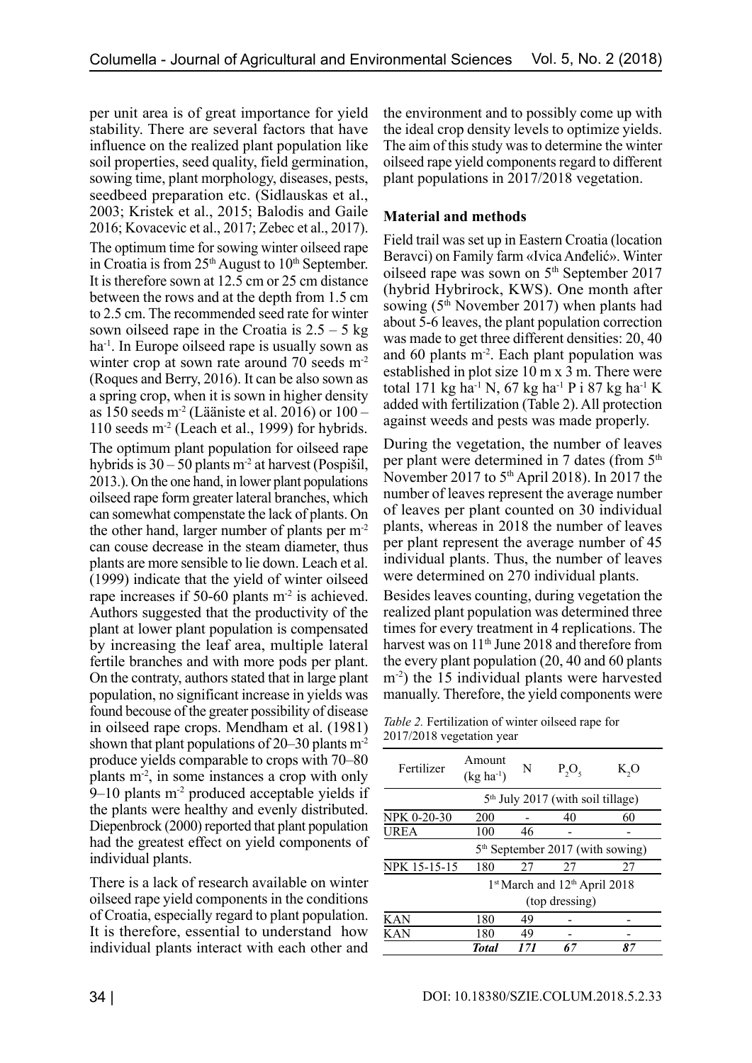per unit area is of great importance for yield stability. There are several factors that have influence on the realized plant population like soil properties, seed quality, field germination, sowing time, plant morphology, diseases, pests, seedbeed preparation etc. (Sidlauskas et al., 2003; Kristek et al., 2015; Balodis and Gaile 2016; Kovacevic et al., 2017; Zebec et al., 2017). The optimum time for sowing winter oilseed rape in Croatia is from 25$^{th}$ August to 10$^{th}$ September. It is therefore sown at 12.5 cm or 25 cm distance between the rows and at the depth from 1.5 cm to 2.5 cm. The recommended seed rate for winter sown oilseed rape in the Croatia is 2.5 – 5 kg ha$^{-1}$. In Europe oilseed rape is usually sown as winter crop at sown rate around 70 seeds m$^{-2}$ (Roques and Berry, 2016). It can be also sown as a spring crop, when it is sown in higher density as 150 seeds m$^{-2}$ (Lääniste et al. 2016) or 100 – 110 seeds m$^{-2}$ (Leach et al., 1999) for hybrids. The optimum plant population for oilseed rape hybrids is 30 – 50 plants m$^{-2}$ at harvest (Pospišil, 2013.). On the one hand, in lower plant populations oilseed rape form greater lateral branches, which can somewhat compenstate the lack of plants. On the other hand, larger number of plants per m$^{-2}$ can couse decrease in the steam diameter, thus plants are more sensible to lie down. Leach et al. (1999) indicate that the yield of winter oilseed rape increases if 50-60 plants m$^{-2}$ is achieved. Authors suggested that the productivity of the plant at lower plant population is compensated by increasing the leaf area, multiple lateral fertile branches and with more pods per plant. On the contraty, authors stated that in large plant population, no significant increase in yields was found becouse of the greater possibility of disease in oilseed rape crops. Mendham et al. (1981) shown that plant populations of 20–30 plants m$^{-2}$ produce yields comparable to crops with 70–80 plants m$^{-2}$, in some instances a crop with only 9–10 plants m$^{-2}$ produced acceptable yields if the plants were healthy and evenly distributed. Diepenbrock (2000) reported that plant population had the greatest effect on yield components of individual plants.

There is a lack of research available on winter oilseed rape yield components in the conditions of Croatia, especially regard to plant population. It is therefore, essential to understand how individual plants interact with each other and the environment and to possibly come up with the ideal crop density levels to optimize yields. The aim of this study was to determine the winter oilseed rape yield components regard to different plant populations in 2017/2018 vegetation.

## Material and methods

Field trail was set up in Eastern Croatia (location Beravci) on Family farm «Ivica Anđelić». Winter oilseed rape was sown on 5$^{th}$ September 2017 (hybrid Hybrirock, KWS). One month after sowing (5$^{th}$ November 2017) when plants had about 5-6 leaves, the plant population correction was made to get three different densities: 20, 40 and 60 plants m$^{-2}$. Each plant population was established in plot size 10 m x 3 m. There were total 171 kg ha$^{-1}$ N, 67 kg ha$^{-1}$ P i 87 kg ha$^{-1}$ K added with fertilization (Table 2). All protection against weeds and pests was made properly.

During the vegetation, the number of leaves per plant were determined in 7 dates (from 5$^{th}$ November 2017 to 5$^{th}$ April 2018). In 2017 the number of leaves represent the average number of leaves per plant counted on 30 individual plants, whereas in 2018 the number of leaves per plant represent the average number of 45 individual plants. Thus, the number of leaves were determined on 270 individual plants.

Besides leaves counting, during vegetation the realized plant population was determined three times for every treatment in 4 replications. The harvest was on 11$^{th}$ June 2018 and therefore from the every plant population (20, 40 and 60 plants m$^{-2}$) the 15 individual plants were harvested manually. Therefore, the yield components were

*Table 2.* Fertilization of winter oilseed rape for 2017/2018 vegetation year

| Fertilizer | Amount (kg ha$^{-1}$) | N | $P_2O_5$ | $K_2O$ |
|---|---|---|---|---|
| 5$^{th}$ July 2017 (with soil tillage) | | | | |
| NPK 0-20-30 | 200 | - | 40 | 60 |
| UREA | 100 | 46 | - | - |
| 5$^{th}$ September 2017 (with sowing) | | | | |
| NPK 15-15-15 | 180 | 27 | 27 | 27 |
| 1$^{st}$ March and 12$^{th}$ April 2018 (top dressing) | | | | |
| KAN | 180 | 49 | - | - |
| KAN | 180 | 49 | - | - |
| ***Total*** | | ***171*** | ***67*** | ***87*** |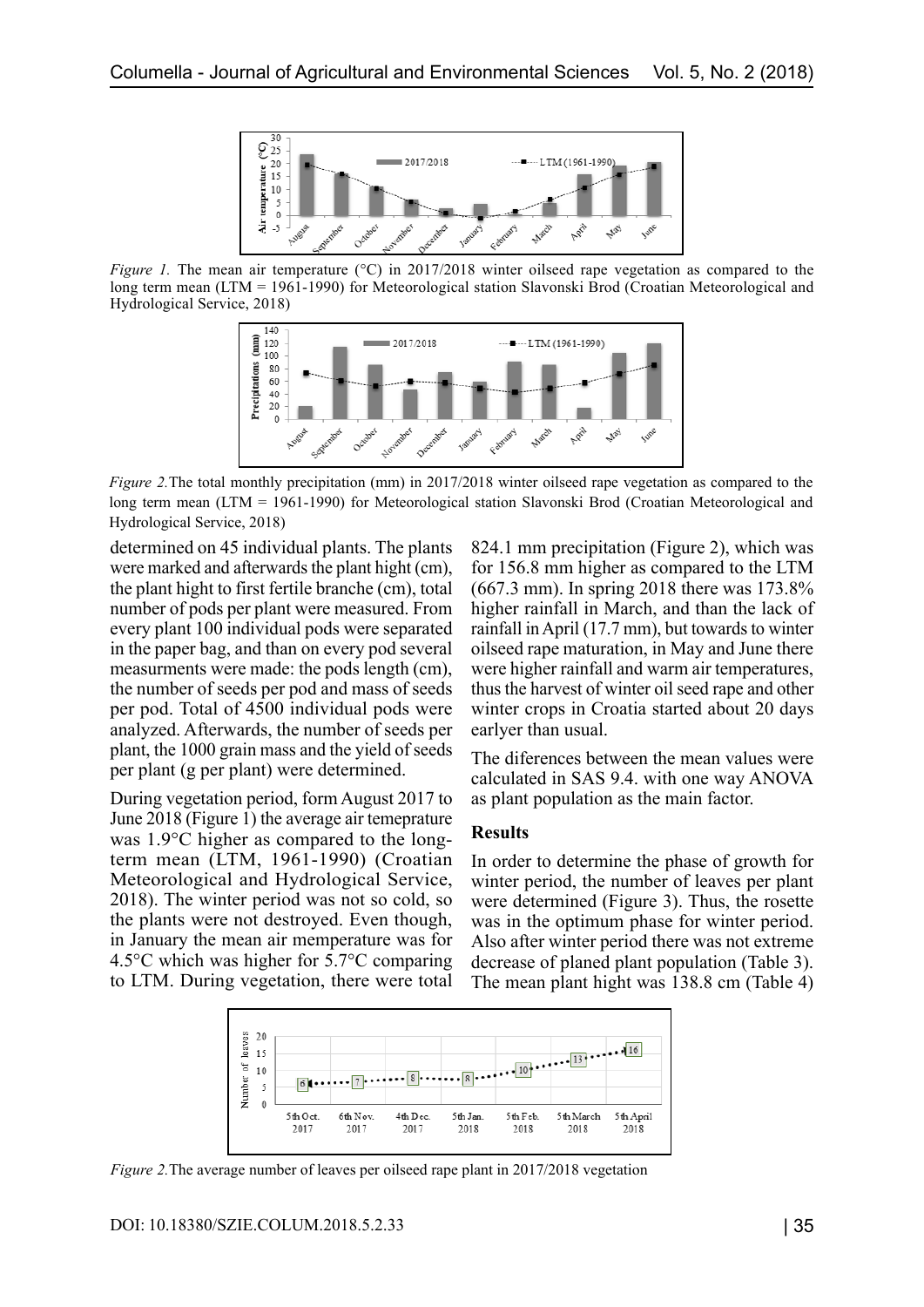*Figure 1.* The mean air temperature (°C) in 2017/2018 winter oilseed rape vegetation as compared to the long term mean (LTM = 1961-1990) for Meteorological station Slavonski Brod (Croatian Meteorological and Hydrological Service, 2018)

*Figure 2.*The total monthly precipitation (mm) in 2017/2018 winter oilseed rape vegetation as compared to the long term mean (LTM = 1961-1990) for Meteorological station Slavonski Brod (Croatian Meteorological and Hydrological Service, 2018)

determined on 45 individual plants. The plants were marked and afterwards the plant hight (cm), the plant hight to first fertile branche (cm), total number of pods per plant were measured. From every plant 100 individual pods were separated in the paper bag, and than on every pod several measurments were made: the pods length (cm), the number of seeds per pod and mass of seeds per pod. Total of 4500 individual pods were analyzed. Afterwards, the number of seeds per plant, the 1000 grain mass and the yield of seeds per plant (g per plant) were determined.

During vegetation period, form August 2017 to June 2018 (Figure 1) the average air temeprature was 1.9°C higher as compared to the long-term mean (LTM, 1961-1990) (Croatian Meteorological and Hydrological Service, 2018). The winter period was not so cold, so the plants were not destroyed. Even though, in January the mean air memperature was for 4.5°C which was higher for 5.7°C comparing to LTM. During vegetation, there were total 824.1 mm precipitation (Figure 2), which was for 156.8 mm higher as compared to the LTM (667.3 mm). In spring 2018 there was 173.8% higher rainfall in March, and than the lack of rainfall in April (17.7 mm), but towards to winter oilseed rape maturation, in May and June there were higher rainfall and warm air temperatures, thus the harvest of winter oil seed rape and other winter crops in Croatia started about 20 days earlyer than usual.

The diferences between the mean values were calculated in SAS 9.4. with one way ANOVA as plant population as the main factor.

## Results

In order to determine the phase of growth for winter period, the number of leaves per plant were determined (Figure 3). Thus, the rosette was in the optimum phase for winter period. Also after winter period there was not extreme decrease of planed plant population (Table 3). The mean plant hight was 138.8 cm (Table 4)

*Figure 2.*The average number of leaves per oilseed rape plant in 2017/2018 vegetation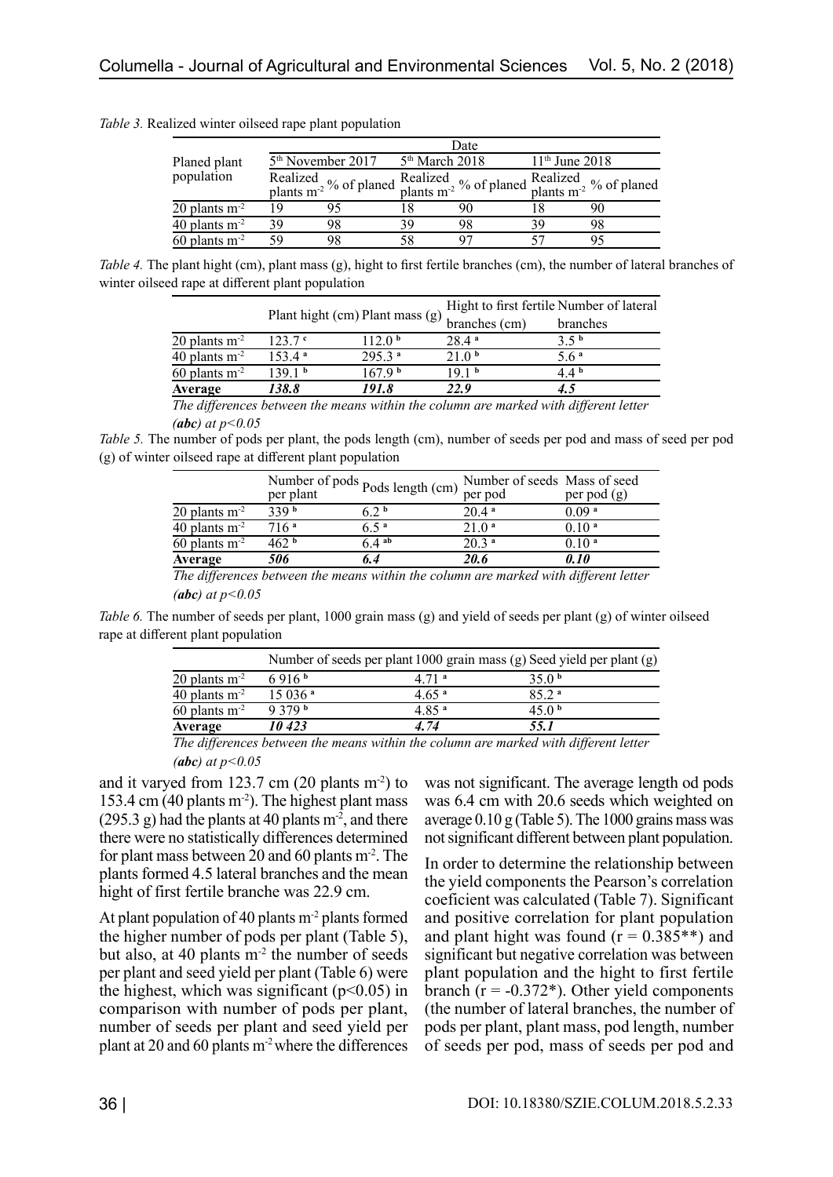*Table 3.* Realized winter oilseed rape plant population

| Planed plant population | 5th November 2017 | | 5th March 2018 | | 11th June 2018 | |
|---|---|---|---|---|---|---|
| | Realized plants $m^{-2}$ | % of planed | Realized plants $m^{-2}$ | % of planed | Realized plants $m^{-2}$ | % of planed |
| 20 plants $m^{-2}$ | 19 | 95 | 18 | 90 | 18 | 90 |
| 40 plants $m^{-2}$ | 39 | 98 | 39 | 98 | 39 | 98 |
| 60 plants $m^{-2}$ | 59 | 98 | 58 | 97 | 57 | 95 |

*Table 4.* The plant hight (cm), plant mass (g), hight to first fertile branches (cm), the number of lateral branches of winter oilseed rape at different plant population

| | Plant hight (cm) | Plant mass (g) | Hight to first fertile branches (cm) | Number of lateral branches |
|---|---|---|---|---|
| 20 plants $m^{-2}$ | 123.7 [c] | 112.0 [b] | 28.4 [a] | 3.5 [b] |
| 40 plants $m^{-2}$ | 153.4 [a] | 295.3 [a] | 21.0 [b] | 5.6 [a] |
| 60 plants $m^{-2}$ | 139.1 [b] | 167.9 [b] | 19.1 [b] | 4.4 [b] |
| **Average** | ***138.8*** | ***191.8*** | ***22.9*** | ***4.5*** |

*The differences between the means within the column are marked with different letter* ***(abc)*** *at $p<0.05$*

*Table 5.* The number of pods per plant, the pods length (cm), number of seeds per pod and mass of seed per pod (g) of winter oilseed rape at different plant population

| | Number of pods per plant | Pods length (cm) | Number of seeds per pod | Mass of seed per pod (g) |
|---|---|---|---|---|
| 20 plants $m^{-2}$ | 339 [b] | 6.2 [b] | 20.4 [a] | 0.09 [a] |
| 40 plants $m^{-2}$ | 716 [a] | 6.5 [a] | 21.0 [a] | 0.10 [a] |
| 60 plants $m^{-2}$ | 462 [b] | 6.4 [ab] | 20.3 [a] | 0.10 [a] |
| **Average** | ***506*** | ***6.4*** | ***20.6*** | ***0.10*** |

*The differences between the means within the column are marked with different letter* ***(abc)*** *at $p<0.05$*

*Table 6.* The number of seeds per plant, 1000 grain mass (g) and yield of seeds per plant (g) of winter oilseed rape at different plant population

| | Number of seeds per plant | 1000 grain mass (g) | Seed yield per plant (g) |
|---|---|---|---|
| 20 plants $m^{-2}$ | 6 916 [b] | 4.71 [a] | 35.0 [b] |
| 40 plants $m^{-2}$ | 15 036 [a] | 4.65 [a] | 85.2 [a] |
| 60 plants $m^{-2}$ | 9 379 [b] | 4.85 [a] | 45.0 [b] |
| **Average** | ***10 423*** | ***4.74*** | ***55.1*** |

*The differences between the means within the column are marked with different letter* ***(abc)*** *at $p<0.05$*

and it varyed from 123.7 cm (20 plants $m^{-2}$) to 153.4 cm (40 plants $m^{-2}$). The highest plant mass (295.3 g) had the plants at 40 plants $m^{-2}$, and there there were no statistically differences determined for plant mass between 20 and 60 plants $m^{-2}$. The plants formed 4.5 lateral branches and the mean hight of first fertile branche was 22.9 cm.

At plant population of 40 plants $m^{-2}$ plants formed the higher number of pods per plant (Table 5), but also, at 40 plants $m^{-2}$ the number of seeds per plant and seed yield per plant (Table 6) were the highest, which was significant ($p<0.05$) in comparison with number of pods per plant, number of seeds per plant and seed yield per plant at 20 and 60 plants $m^{-2}$ where the differences was not significant. The average length od pods was 6.4 cm with 20.6 seeds which weighted on average 0.10 g (Table 5). The 1000 grains mass was not significant different between plant population.

In order to determine the relationship between the yield components the Pearson's correlation coeficient was calculated (Table 7). Significant and positive correlation for plant population and plant hight was found ($r = 0.385$**) and significant but negative correlation was between plant population and the hight to first fertile branch ($r = -0.372$*). Other yield components (the number of lateral branches, the number of pods per plant, plant mass, pod length, number of seeds per pod, mass of seeds per pod and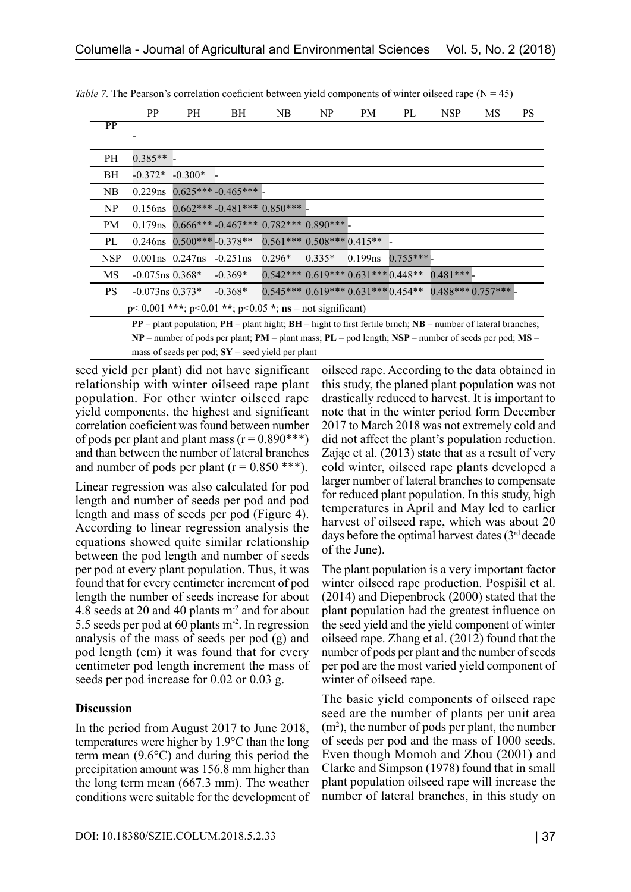*Table 7.* The Pearson's correlation coeficient between yield components of winter oilseed rape (N = 45)

| | PP | PH | BH | NB | NP | PM | PL | NSP | MS | PS |
|---|---|---|---|---|---|---|---|---|---|---|
| PP | - | | | | | | | | | |
| PH | 0.385** | - | | | | | | | | |
| BH | -0.372* | -0.300* | - | | | | | | | |
| NB | 0.229ns | 0.625*** | -0.465*** | - | | | | | | |
| NP | 0.156ns | 0.662*** | -0.481*** | 0.850*** | - | | | | | |
| PM | 0.179ns | 0.666*** | -0.467*** | 0.782*** | 0.890*** | - | | | | |
| PL | 0.246ns | 0.500*** | -0.378** | 0.561*** | 0.508*** | 0.415** | - | | | |
| NSP | 0.001ns | 0.247ns | -0.251ns | 0.296* | 0.335* | 0.199ns | 0.755*** | - | | |
| MS | -0.075ns | 0.368* | -0.369* | 0.542*** | 0.619*** | 0.631*** | 0.448** | 0.481*** | - | |
| PS | -0.073ns | 0.373* | -0.368* | 0.545*** | 0.619*** | 0.631*** | 0.454** | 0.488*** | 0.757*** | - |

$p < 0.001$ ***; $p < 0.01$ **; $p < 0.05$ *; **ns** – not significant)

**PP** – plant population; **PH** – plant hight; **BH** – hight to first fertile brnch; **NB** – number of lateral branches; **NP** – number of pods per plant; **PM** – plant mass; **PL** – pod length; **NSP** – number of seeds per pod; **MS** – mass of seeds per pod; **SY** – seed yield per plant

seed yield per plant) did not have significant relationship with winter oilseed rape plant population. For other winter oilseed rape yield components, the highest and significant correlation coeficient was found between number of pods per plant and plant mass (r = 0.890***) and than between the number of lateral branches and number of pods per plant (r = 0.850 ***).

Linear regression was also calculated for pod length and number of seeds per pod and pod length and mass of seeds per pod (Figure 4). According to linear regression analysis the equations showed quite similar relationship between the pod length and number of seeds per pod at every plant population. Thus, it was found that for every centimeter increment of pod length the number of seeds increase for about 4.8 seeds at 20 and 40 plants $m^{-2}$ and for about 5.5 seeds per pod at 60 plants $m^{-2}$. In regression analysis of the mass of seeds per pod (g) and pod length (cm) it was found that for every centimeter pod length increment the mass of seeds per pod increase for 0.02 or 0.03 g.

## Discussion

In the period from August 2017 to June 2018, temperatures were higher by 1.9°C than the long term mean (9.6°C) and during this period the precipitation amount was 156.8 mm higher than the long term mean (667.3 mm). The weather conditions were suitable for the development of oilseed rape. According to the data obtained in this study, the planed plant population was not drastically reduced to harvest. It is important to note that in the winter period form December 2017 to March 2018 was not extremely cold and did not affect the plant's population reduction. Zając et al. (2013) state that as a result of very cold winter, oilseed rape plants developed a larger number of lateral branches to compensate for reduced plant population. In this study, high temperatures in April and May led to earlier harvest of oilseed rape, which was about 20 days before the optimal harvest dates (3rd decade of the June).

The plant population is a very important factor winter oilseed rape production. Pospišil et al. (2014) and Diepenbrock (2000) stated that the plant population had the greatest influence on the seed yield and the yield component of winter oilseed rape. Zhang et al. (2012) found that the number of pods per plant and the number of seeds per pod are the most varied yield component of winter of oilseed rape.

The basic yield components of oilseed rape seed are the number of plants per unit area ($m^2$), the number of pods per plant, the number of seeds per pod and the mass of 1000 seeds. Even though Momoh and Zhou (2001) and Clarke and Simpson (1978) found that in small plant population oilseed rape will increase the number of lateral branches, in this study on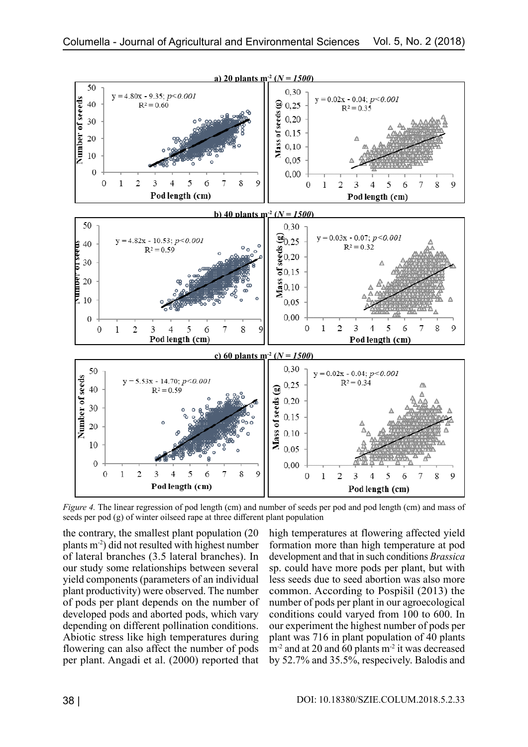*Figure 4.* The linear regression of pod length (cm) and number of seeds per pod and pod length (cm) and mass of seeds per pod (g) of winter oilseed rape at three different plant population

the contrary, the smallest plant population (20 plants $m^{-2}$) did not resulted with highest number of lateral branches (3.5 lateral branches). In our study some relationships between several yield components (parameters of an individual plant productivity) were observed. The number of pods per plant depends on the number of developed pods and aborted pods, which vary depending on different pollination conditions. Abiotic stress like high temperatures during flowering can also affect the number of pods per plant. Angadi et al. (2000) reported that high temperatures at flowering affected yield formation more than high temperature at pod development and that in such conditions *Brassica* sp. could have more pods per plant, but with less seeds due to seed abortion was also more common. According to Pospišil (2013) the number of pods per plant in our agroecological conditions could varyed from 100 to 600. In our experiment the highest number of pods per plant was 716 in plant population of 40 plants $m^{-2}$ and at 20 and 60 plants $m^{-2}$ it was decreased by 52.7% and 35.5%, respecively. Balodis and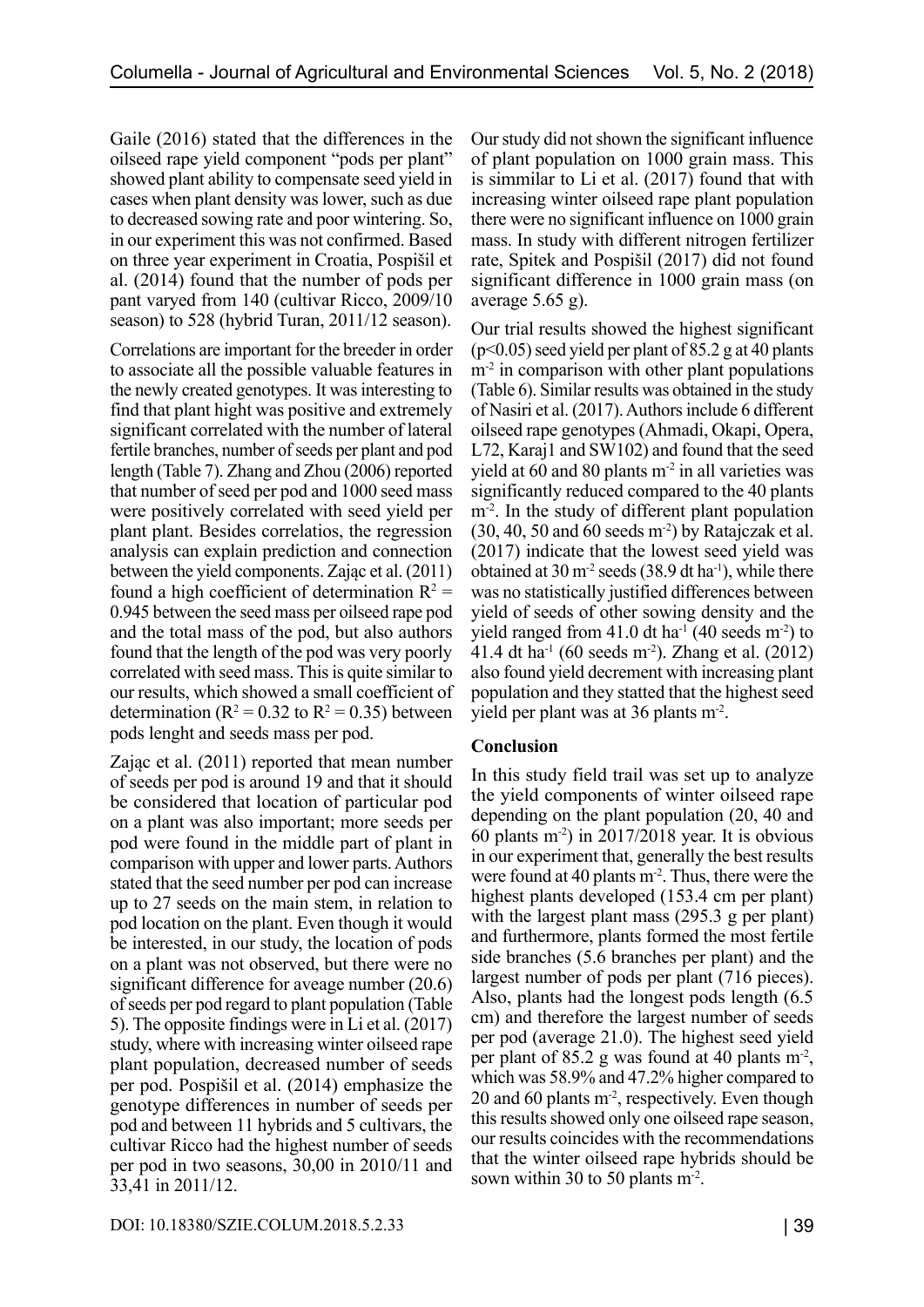Gaile (2016) stated that the differences in the oilseed rape yield component "pods per plant" showed plant ability to compensate seed yield in cases when plant density was lower, such as due to decreased sowing rate and poor wintering. So, in our experiment this was not confirmed. Based on three year experiment in Croatia, Pospišil et al. (2014) found that the number of pods per pant varyed from 140 (cultivar Ricco, 2009/10 season) to 528 (hybrid Turan, 2011/12 season).

Correlations are important for the breeder in order to associate all the possible valuable features in the newly created genotypes. It was interesting to find that plant hight was positive and extremely significant correlated with the number of lateral fertile branches, number of seeds per plant and pod length (Table 7). Zhang and Zhou (2006) reported that number of seed per pod and 1000 seed mass were positively correlated with seed yield per plant plant. Besides correlatios, the regression analysis can explain prediction and connection between the yield components. Zając et al. (2011) found a high coefficient of determination $R^2$ = 0.945 between the seed mass per oilseed rape pod and the total mass of the pod, but also authors found that the length of the pod was very poorly correlated with seed mass. This is quite similar to our results, which showed a small coefficient of determination ($R^2$ = 0.32 to $R^2$ = 0.35) between pods lenght and seeds mass per pod.

Zając et al. (2011) reported that mean number of seeds per pod is around 19 and that it should be considered that location of particular pod on a plant was also important; more seeds per pod were found in the middle part of plant in comparison with upper and lower parts. Authors stated that the seed number per pod can increase up to 27 seeds on the main stem, in relation to pod location on the plant. Even though it would be interested, in our study, the location of pods on a plant was not observed, but there were no significant difference for aveage number (20.6) of seeds per pod regard to plant population (Table 5). The opposite findings were in Li et al. (2017) study, where with increasing winter oilseed rape plant population, decreased number of seeds per pod. Pospišil et al. (2014) emphasize the genotype differences in number of seeds per pod and between 11 hybrids and 5 cultivars, the cultivar Ricco had the highest number of seeds per pod in two seasons, 30,00 in 2010/11 and 33,41 in 2011/12.

Our study did not shown the significant influence of plant population on 1000 grain mass. This is simmilar to Li et al. (2017) found that with increasing winter oilseed rape plant population there were no significant influence on 1000 grain mass. In study with different nitrogen fertilizer rate, Spitek and Pospišil (2017) did not found significant difference in 1000 grain mass (on average 5.65 g).

Our trial results showed the highest significant ($p<0.05$) seed yield per plant of 85.2 g at 40 plants $m^{-2}$ in comparison with other plant populations (Table 6). Similar results was obtained in the study of Nasiri et al. (2017). Authors include 6 different oilseed rape genotypes (Ahmadi, Okapi, Opera, L72, Karaj1 and SW102) and found that the seed yield at 60 and 80 plants $m^{-2}$ in all varieties was significantly reduced compared to the 40 plants $m^{-2}$. In the study of different plant population (30, 40, 50 and 60 seeds $m^{-2}$) by Ratajczak et al. (2017) indicate that the lowest seed yield was obtained at 30 $m^{-2}$ seeds (38.9 dt $ha^{-1}$), while there was no statistically justified differences between yield of seeds of other sowing density and the yield ranged from 41.0 dt $ha^{-1}$ (40 seeds $m^{-2}$) to 41.4 dt $ha^{-1}$ (60 seeds $m^{-2}$). Zhang et al. (2012) also found yield decrement with increasing plant population and they statted that the highest seed yield per plant was at 36 plants $m^{-2}$.

**Conclusion**

In this study field trail was set up to analyze the yield components of winter oilseed rape depending on the plant population (20, 40 and 60 plants $m^{-2}$) in 2017/2018 year. It is obvious in our experiment that, generally the best results were found at 40 plants $m^{-2}$. Thus, there were the highest plants developed (153.4 cm per plant) with the largest plant mass (295.3 g per plant) and furthermore, plants formed the most fertile side branches (5.6 branches per plant) and the largest number of pods per plant (716 pieces). Also, plants had the longest pods length (6.5 cm) and therefore the largest number of seeds per pod (average 21.0). The highest seed yield per plant of 85.2 g was found at 40 plants $m^{-2}$, which was 58.9% and 47.2% higher compared to 20 and 60 plants $m^{-2}$, respectively. Even though this results showed only one oilseed rape season, our results coincides with the recommendations that the winter oilseed rape hybrids should be sown within 30 to 50 plants $m^{-2}$.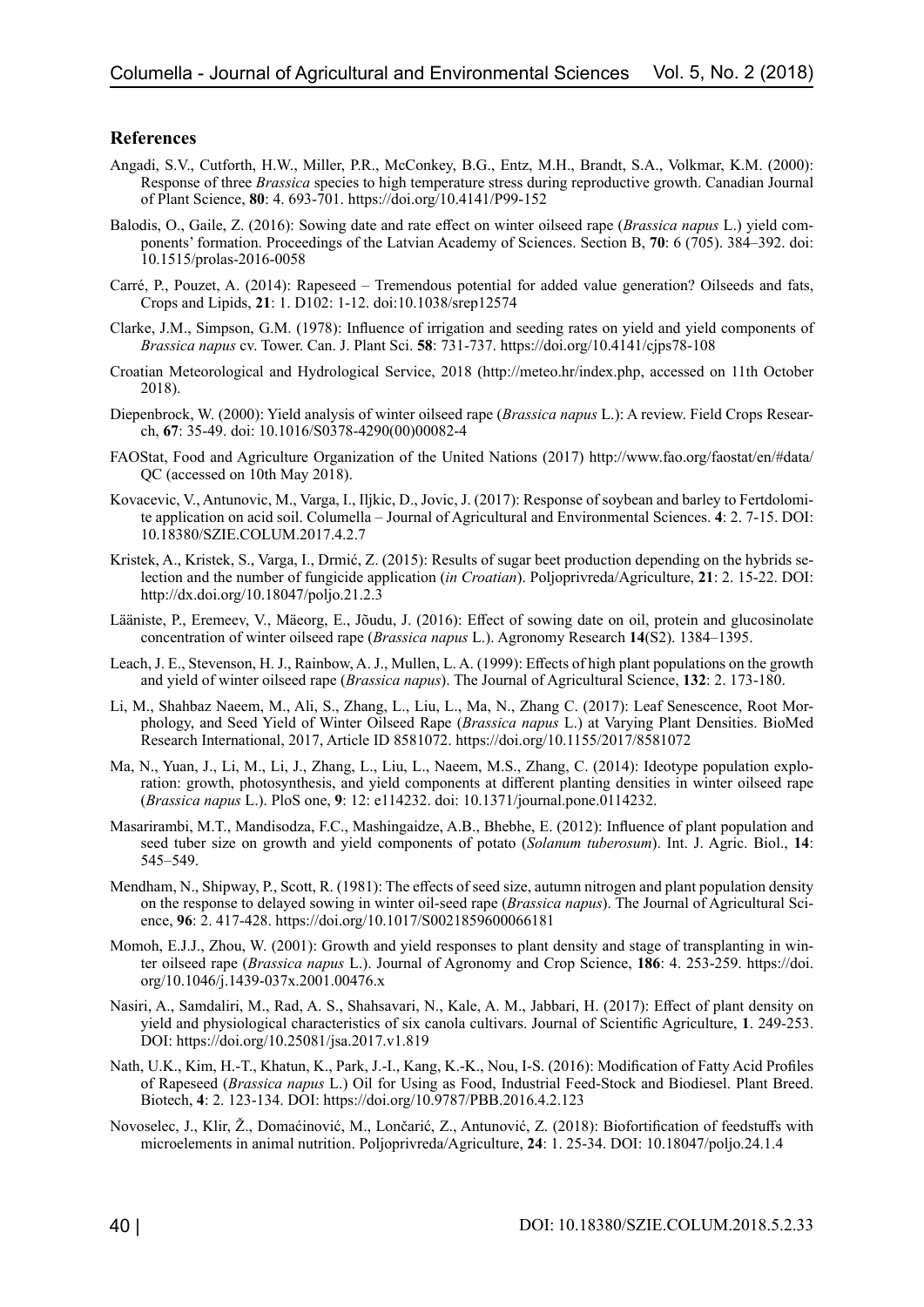## References

Angadi, S.V., Cutforth, H.W., Miller, P.R., McConkey, B.G., Entz, M.H., Brandt, S.A., Volkmar, K.M. (2000): Response of three *Brassica* species to high temperature stress during reproductive growth. Canadian Journal of Plant Science, **80**: 4. 693-701. https://doi.org/10.4141/P99-152

Balodis, O., Gaile, Z. (2016): Sowing date and rate effect on winter oilseed rape (*Brassica napus* L.) yield components' formation. Proceedings of the Latvian Academy of Sciences. Section B, **70**: 6 (705). 384–392. doi: 10.1515/prolas-2016-0058

Carré, P., Pouzet, A. (2014): Rapeseed – Tremendous potential for added value generation? Oilseeds and fats, Crops and Lipids, **21**: 1. D102: 1-12. doi:10.1038/srep12574

Clarke, J.M., Simpson, G.M. (1978): Influence of irrigation and seeding rates on yield and yield components of *Brassica napus* cv. Tower. Can. J. Plant Sci. **58**: 731-737. https://doi.org/10.4141/cjps78-108

Croatian Meteorological and Hydrological Service, 2018 (http://meteo.hr/index.php, accessed on 11th October 2018).

Diepenbrock, W. (2000): Yield analysis of winter oilseed rape (*Brassica napus* L.): A review. Field Crops Research, **67**: 35-49. doi: 10.1016/S0378-4290(00)00082-4

FAOStat, Food and Agriculture Organization of the United Nations (2017) http://www.fao.org/faostat/en/#data/QC (accessed on 10th May 2018).

Kovacevic, V., Antunovic, M., Varga, I., Iljkic, D., Jovic, J. (2017): Response of soybean and barley to Fertdolomite application on acid soil. Columella – Journal of Agricultural and Environmental Sciences. **4**: 2. 7-15. DOI: 10.18380/SZIE.COLUM.2017.4.2.7

Kristek, A., Kristek, S., Varga, I., Drmić, Z. (2015): Results of sugar beet production depending on the hybrids selection and the number of fungicide application (*in Croatian*). Poljoprivreda/Agriculture, **21**: 2. 15-22. DOI: http://dx.doi.org/10.18047/poljo.21.2.3

Lääniste, P., Eremeev, V., Mäeorg, E., Jõudu, J. (2016): Effect of sowing date on oil, protein and glucosinolate concentration of winter oilseed rape (*Brassica napus* L.). Agronomy Research **14**(S2). 1384–1395.

Leach, J. E., Stevenson, H. J., Rainbow, A. J., Mullen, L. A. (1999): Effects of high plant populations on the growth and yield of winter oilseed rape (*Brassica napus*). The Journal of Agricultural Science, **132**: 2. 173-180.

Li, M., Shahbaz Naeem, M., Ali, S., Zhang, L., Liu, L., Ma, N., Zhang C. (2017): Leaf Senescence, Root Morphology, and Seed Yield of Winter Oilseed Rape (*Brassica napus* L.) at Varying Plant Densities. BioMed Research International, 2017, Article ID 8581072. https://doi.org/10.1155/2017/8581072

Ma, N., Yuan, J., Li, M., Li, J., Zhang, L., Liu, L., Naeem, M.S., Zhang, C. (2014): Ideotype population exploration: growth, photosynthesis, and yield components at different planting densities in winter oilseed rape (*Brassica napus* L.). PloS one, **9**: 12: e114232. doi: 10.1371/journal.pone.0114232.

Masarirambi, M.T., Mandisodza, F.C., Mashingaidze, A.B., Bhebhe, E. (2012): Influence of plant population and seed tuber size on growth and yield components of potato (*Solanum tuberosum*). Int. J. Agric. Biol., **14**: 545–549.

Mendham, N., Shipway, P., Scott, R. (1981): The effects of seed size, autumn nitrogen and plant population density on the response to delayed sowing in winter oil-seed rape (*Brassica napus*). The Journal of Agricultural Science, **96**: 2. 417-428. https://doi.org/10.1017/S0021859600066181

Momoh, E.J.J., Zhou, W. (2001): Growth and yield responses to plant density and stage of transplanting in winter oilseed rape (*Brassica napus* L.). Journal of Agronomy and Crop Science, **186**: 4. 253-259. https://doi.org/10.1046/j.1439-037x.2001.00476.x

Nasiri, A., Samdaliri, M., Rad, A. S., Shahsavari, N., Kale, A. M., Jabbari, H. (2017): Effect of plant density on yield and physiological characteristics of six canola cultivars. Journal of Scientific Agriculture, **1**. 249-253. DOI: https://doi.org/10.25081/jsa.2017.v1.819

Nath, U.K., Kim, H.-T., Khatun, K., Park, J.-I., Kang, K.-K., Nou, I-S. (2016): Modification of Fatty Acid Profiles of Rapeseed (*Brassica napus* L.) Oil for Using as Food, Industrial Feed-Stock and Biodiesel. Plant Breed. Biotech, **4**: 2. 123-134. DOI: https://doi.org/10.9787/PBB.2016.4.2.123

Novoselec, J., Klir, Ž., Domaćinović, M., Lončarić, Z., Antunović, Z. (2018): Biofortification of feedstuffs with microelements in animal nutrition. Poljoprivreda/Agriculture, **24**: 1. 25-34. DOI: 10.18047/poljo.24.1.4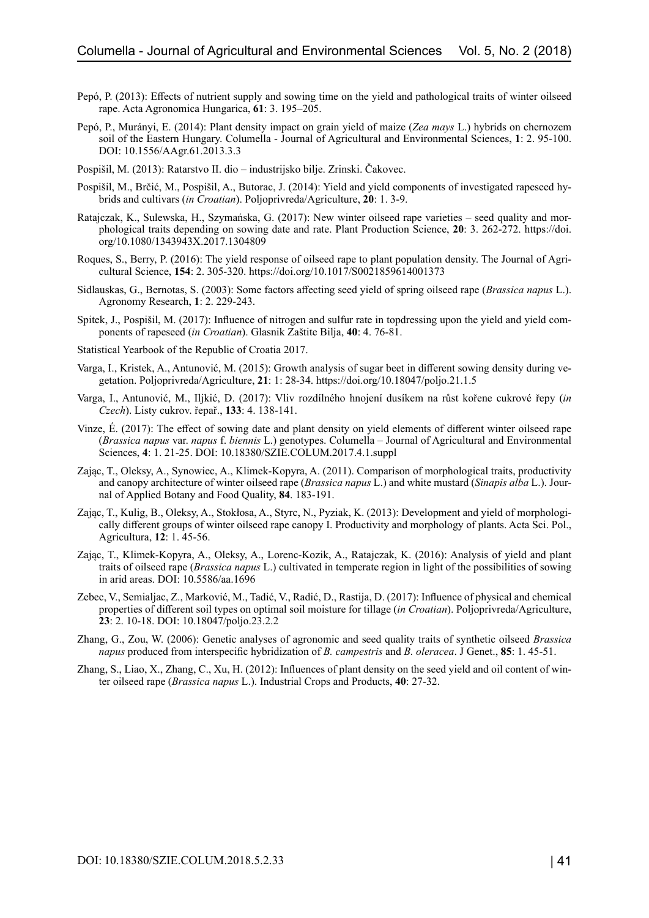Pepó, P. (2013): Effects of nutrient supply and sowing time on the yield and pathological traits of winter oilseed rape. Acta Agronomica Hungarica, **61**: 3. 195–205.

Pepó, P., Murányi, E. (2014): Plant density impact on grain yield of maize (*Zea mays* L.) hybrids on chernozem soil of the Eastern Hungary. Columella - Journal of Agricultural and Environmental Sciences, **1**: 2. 95-100. DOI: 10.1556/AAgr.61.2013.3.3

Pospišil, M. (2013): Ratarstvo II. dio – industrijsko bilje. Zrinski. Čakovec.

Pospišil, M., Brčić, M., Pospišil, A., Butorac, J. (2014): Yield and yield components of investigated rapeseed hybrids and cultivars (*in Croatian*). Poljoprivreda/Agriculture, **20**: 1. 3-9.

Ratajczak, K., Sulewska, H., Szymańska, G. (2017): New winter oilseed rape varieties – seed quality and morphological traits depending on sowing date and rate. Plant Production Science, **20**: 3. 262-272. https://doi.org/10.1080/1343943X.2017.1304809

Roques, S., Berry, P. (2016): The yield response of oilseed rape to plant population density. The Journal of Agricultural Science, **154**: 2. 305-320. https://doi.org/10.1017/S0021859614001373

Sidlauskas, G., Bernotas, S. (2003): Some factors affecting seed yield of spring oilseed rape (*Brassica napus* L.). Agronomy Research, **1**: 2. 229-243.

Spitek, J., Pospišil, M. (2017): Influence of nitrogen and sulfur rate in topdressing upon the yield and yield components of rapeseed (*in Croatian*). Glasnik Zaštite Bilja, **40**: 4. 76-81.

Statistical Yearbook of the Republic of Croatia 2017.

Varga, I., Kristek, A., Antunović, M. (2015): Growth analysis of sugar beet in different sowing density during vegetation. Poljoprivreda/Agriculture, **21**: 1: 28-34. https://doi.org/10.18047/poljo.21.1.5

Varga, I., Antunović, M., Iljkić, D. (2017): Vliv rozdílného hnojení dusíkem na růst kořene cukrové řepy (*in Czech*). Listy cukrov. řepař., **133**: 4. 138-141.

Vinze, É. (2017): The effect of sowing date and plant density on yield elements of different winter oilseed rape (*Brassica napus* var. *napus* f. *biennis* L.) genotypes. Columella – Journal of Agricultural and Environmental Sciences, **4**: 1. 21-25. DOI: 10.18380/SZIE.COLUM.2017.4.1.suppl

Zając, T., Oleksy, A., Synowiec, A., Klimek-Kopyra, A. (2011). Comparison of morphological traits, productivity and canopy architecture of winter oilseed rape (*Brassica napus* L.) and white mustard (*Sinapis alba* L.). Journal of Applied Botany and Food Quality, **84**. 183-191.

Zając, T., Kulig, B., Oleksy, A., Stokłosa, A., Styrc, N., Pyziak, K. (2013): Development and yield of morphologically different groups of winter oilseed rape canopy I. Productivity and morphology of plants. Acta Sci. Pol., Agricultura, **12**: 1. 45-56.

Zając, T., Klimek-Kopyra, A., Oleksy, A., Lorenc-Kozik, A., Ratajczak, K. (2016): Analysis of yield and plant traits of oilseed rape (*Brassica napus* L.) cultivated in temperate region in light of the possibilities of sowing in arid areas. DOI: 10.5586/aa.1696

Zebec, V., Semialjac, Z., Marković, M., Tadić, V., Radić, D., Rastija, D. (2017): Influence of physical and chemical properties of different soil types on optimal soil moisture for tillage (*in Croatian*). Poljoprivreda/Agriculture, **23**: 2. 10-18. DOI: 10.18047/poljo.23.2.2

Zhang, G., Zou, W. (2006): Genetic analyses of agronomic and seed quality traits of synthetic oilseed *Brassica napus* produced from interspecific hybridization of *B. campestris* and *B. oleracea*. J Genet., **85**: 1. 45-51.

Zhang, S., Liao, X., Zhang, C., Xu, H. (2012): Influences of plant density on the seed yield and oil content of winter oilseed rape (*Brassica napus* L.). Industrial Crops and Products, **40**: 27-32.